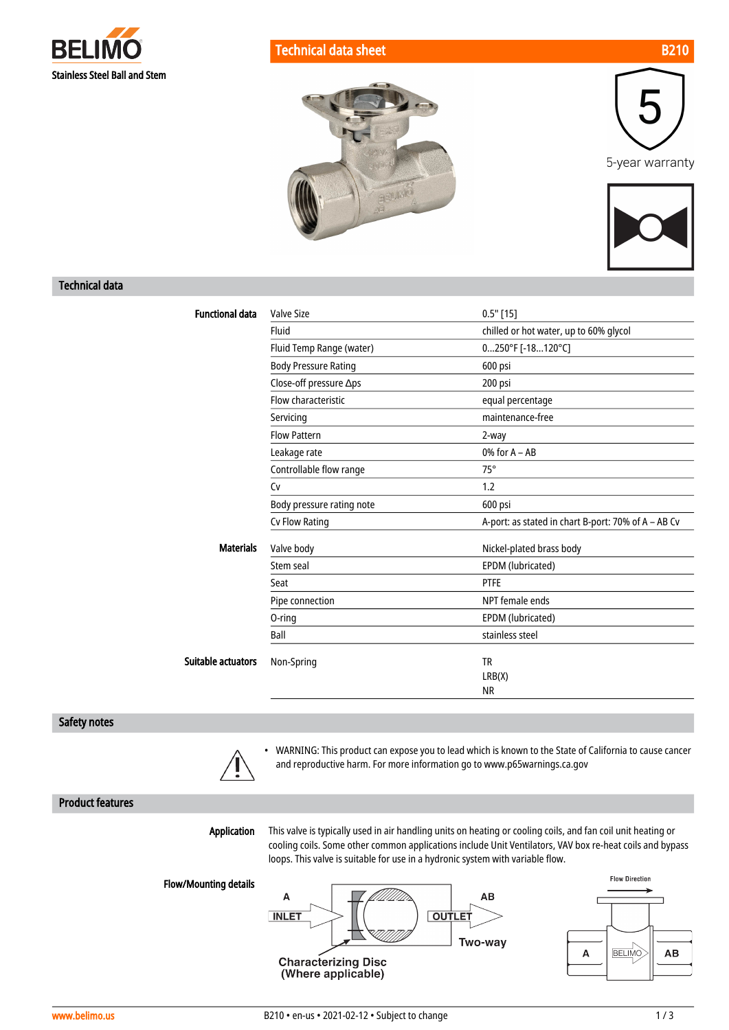BELIMO

Stainless Steel Ball and Stem

# Technical data sheet B210

5-year warranty

## Technical data

| | | |
|---|---|---|
| **Functional data** | Valve Size | 0.5" [15] |
| | Fluid | chilled or hot water, up to 60% glycol |
| | Fluid Temp Range (water) | 0...250°F [-18...120°C] |
| | Body Pressure Rating | 600 psi |
| | Close-off pressure Δps | 200 psi |
| | Flow characteristic | equal percentage |
| | Servicing | maintenance-free |
| | Flow Pattern | 2-way |
| | Leakage rate | 0% for A – AB |
| | Controllable flow range | 75° |
| | Cv | 1.2 |
| | Body pressure rating note | 600 psi |
| | Cv Flow Rating | A-port: as stated in chart B-port: 70% of A – AB Cv |
| **Materials** | Valve body | Nickel-plated brass body |
| | Stem seal | EPDM (lubricated) |
| | Seat | PTFE |
| | Pipe connection | NPT female ends |
| | O-ring | EPDM (lubricated) |
| | Ball | stainless steel |
| **Suitable actuators** | Non-Spring | TR<br>LRB(X)<br>NR |

## Safety notes

- WARNING: This product can expose you to lead which is known to the State of California to cause cancer and reproductive harm. For more information go to www.p65warnings.ca.gov

## Product features

**Application**

This valve is typically used in air handling units on heating or cooling coils, and fan coil unit heating or cooling coils. Some other common applications include Unit Ventilators, VAV box re-heat coils and bypass loops. This valve is suitable for use in a hydronic system with variable flow.

**Flow/Mounting details**

A INLET — AB OUTLET — Two-way

Characterizing Disc (Where applicable)

Flow Direction — A — BELIMO — AB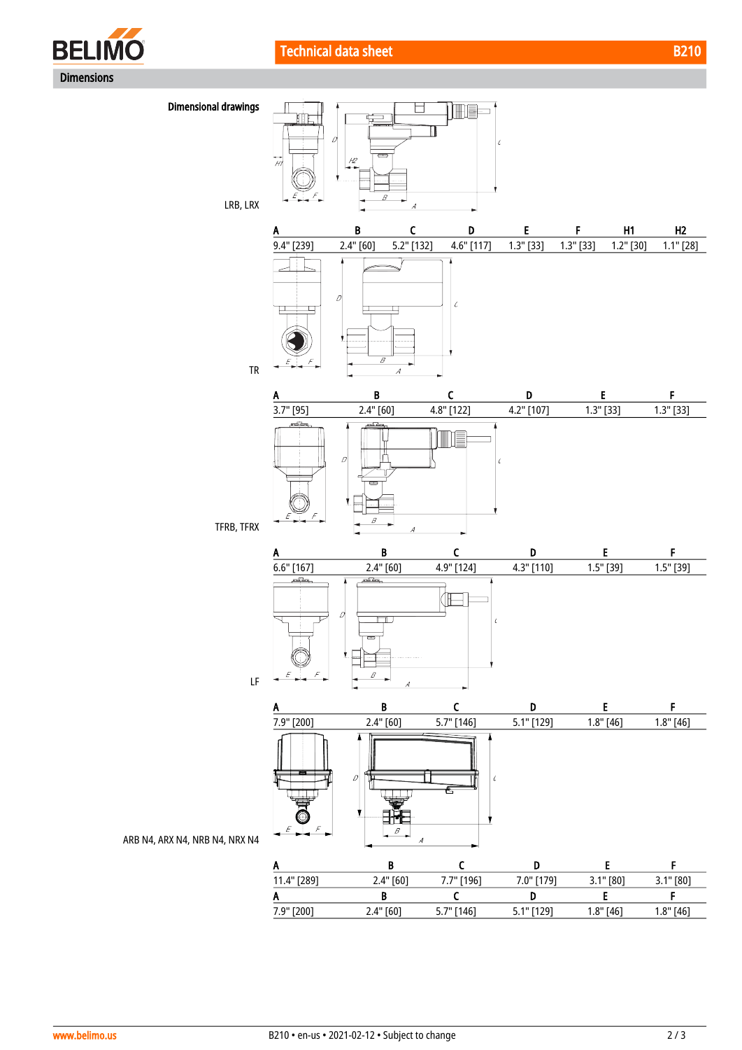## Dimensions

### Dimensional drawings

LRB, LRX

| A | B | C | D | E | F | H1 | H2 |
|---|---|---|---|---|---|---|---|
| 9.4" [239] | 2.4" [60] | 5.2" [132] | 4.6" [117] | 1.3" [33] | 1.3" [33] | 1.2" [30] | 1.1" [28] |

TR

| A | B | C | D | E | F |
|---|---|---|---|---|---|
| 3.7" [95] | 2.4" [60] | 4.8" [122] | 4.2" [107] | 1.3" [33] | 1.3" [33] |

TFRB, TFRX

| A | B | C | D | E | F |
|---|---|---|---|---|---|
| 6.6" [167] | 2.4" [60] | 4.9" [124] | 4.3" [110] | 1.5" [39] | 1.5" [39] |

LF

| A | B | C | D | E | F |
|---|---|---|---|---|---|
| 7.9" [200] | 2.4" [60] | 5.7" [146] | 5.1" [129] | 1.8" [46] | 1.8" [46] |

ARB N4, ARX N4, NRB N4, NRX N4

| A | B | C | D | E | F |
|---|---|---|---|---|---|
| 11.4" [289] | 2.4" [60] | 7.7" [196] | 7.0" [179] | 3.1" [80] | 3.1" [80] |

| A | B | C | D | E | F |
|---|---|---|---|---|---|
| 7.9" [200] | 2.4" [60] | 5.7" [146] | 5.1" [129] | 1.8" [46] | 1.8" [46] |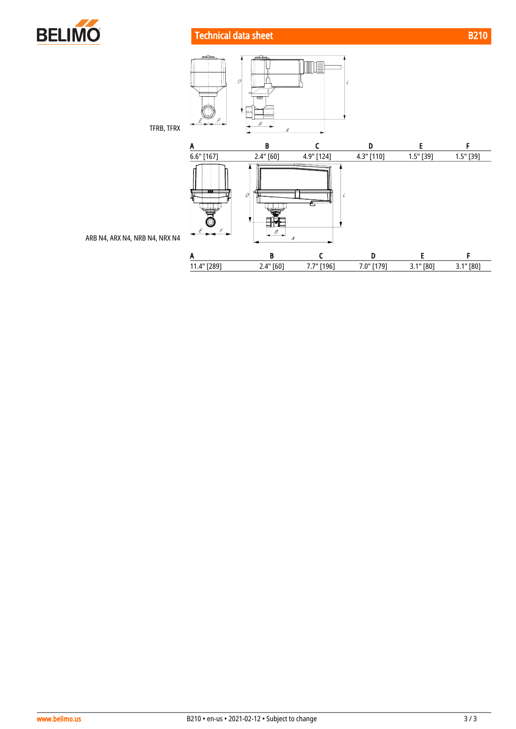TFRB, TFRX

| A | B | C | D | E | F |
| --- | --- | --- | --- | --- | --- |
| 6.6" [167] | 2.4" [60] | 4.9" [124] | 4.3" [110] | 1.5" [39] | 1.5" [39] |

ARB N4, ARX N4, NRB N4, NRX N4

| A | B | C | D | E | F |
| --- | --- | --- | --- | --- | --- |
| 11.4" [289] | 2.4" [60] | 7.7" [196] | 7.0" [179] | 3.1" [80] | 3.1" [80] |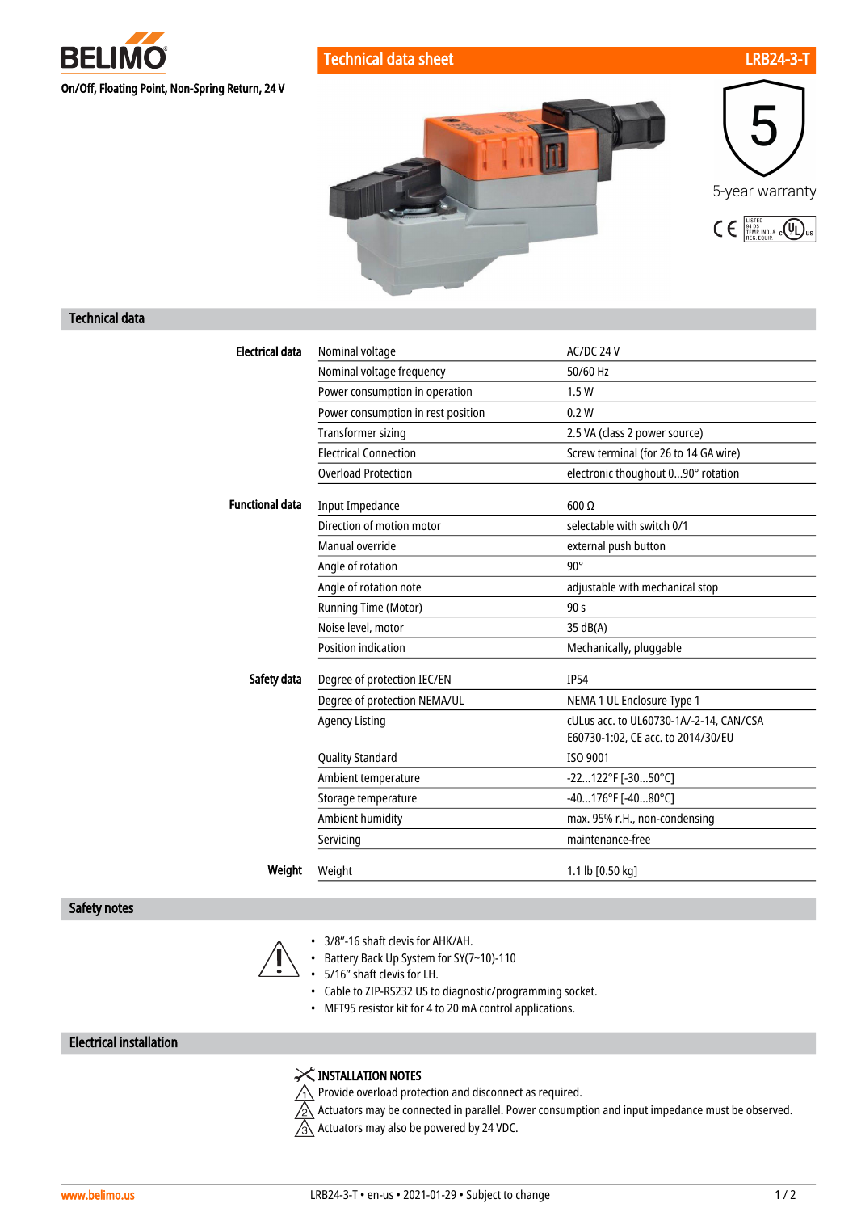**BELIMO**

On/Off, Floating Point, Non-Spring Return, 24 V

## Technical data sheet — LRB24-3-T

5-year warranty

## Technical data

| | | |
|---|---|---|
| **Electrical data** | Nominal voltage | AC/DC 24 V |
| | Nominal voltage frequency | 50/60 Hz |
| | Power consumption in operation | 1.5 W |
| | Power consumption in rest position | 0.2 W |
| | Transformer sizing | 2.5 VA (class 2 power source) |
| | Electrical Connection | Screw terminal (for 26 to 14 GA wire) |
| | Overload Protection | electronic thoughout 0...90° rotation |
| **Functional data** | Input Impedance | 600 Ω |
| | Direction of motion motor | selectable with switch 0/1 |
| | Manual override | external push button |
| | Angle of rotation | 90° |
| | Angle of rotation note | adjustable with mechanical stop |
| | Running Time (Motor) | 90 s |
| | Noise level, motor | 35 dB(A) |
| | Position indication | Mechanically, pluggable |
| **Safety data** | Degree of protection IEC/EN | IP54 |
| | Degree of protection NEMA/UL | NEMA 1 UL Enclosure Type 1 |
| | Agency Listing | cULus acc. to UL60730-1A/-2-14, CAN/CSA E60730-1:02, CE acc. to 2014/30/EU |
| | Quality Standard | ISO 9001 |
| | Ambient temperature | -22...122°F [-30...50°C] |
| | Storage temperature | -40...176°F [-40...80°C] |
| | Ambient humidity | max. 95% r.H., non-condensing |
| | Servicing | maintenance-free |
| **Weight** | Weight | 1.1 lb [0.50 kg] |

## Safety notes

- 3/8"-16 shaft clevis for AHK/AH.
- Battery Back Up System for SY(7~10)-110
- 5/16" shaft clevis for LH.
- Cable to ZIP-RS232 US to diagnostic/programming socket.
- MFT95 resistor kit for 4 to 20 mA control applications.

## Electrical installation

**INSTALLATION NOTES**

1. Provide overload protection and disconnect as required.
2. Actuators may be connected in parallel. Power consumption and input impedance must be observed.
3. Actuators may also be powered by 24 VDC.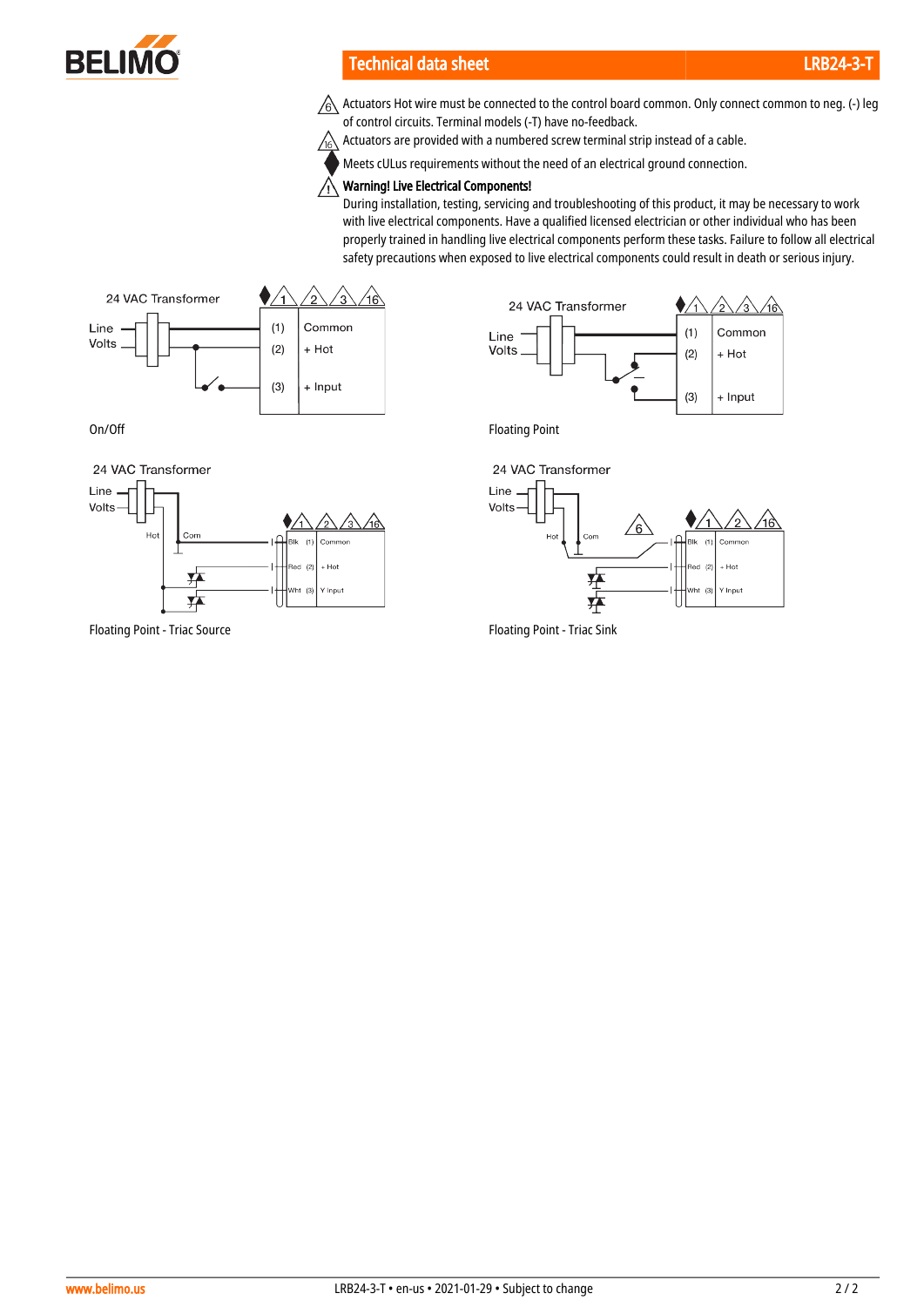⚠6 Actuators Hot wire must be connected to the control board common. Only connect common to neg. (-) leg of control circuits. Terminal models (-T) have no-feedback.

⚠16 Actuators are provided with a numbered screw terminal strip instead of a cable.

◆ Meets cULus requirements without the need of an electrical ground connection.

⚠ **Warning! Live Electrical Components!**
During installation, testing, servicing and troubleshooting of this product, it may be necessary to work with live electrical components. Have a qualified licensed electrician or other individual who has been properly trained in handling live electrical components perform these tasks. Failure to follow all electrical safety precautions when exposed to live electrical components could result in death or serious injury.

24 VAC Transformer
Line Volts
1 2 3 16
(1) Common
(2) + Hot
(3) + Input

On/Off

24 VAC Transformer
Line Volts
1 2 3 16
(1) Common
(2) + Hot
(3) + Input

Floating Point

24 VAC Transformer
Line Volts
Hot Com
1 2 3 16
Blk (1) Common
Red (2) + Hot
Wht (3) Y Input

Floating Point - Triac Source

24 VAC Transformer
Line Volts
Hot Com
6
1 2 16
Blk (1) Common
Red (2) + Hot
Wht (3) Y Input

Floating Point - Triac Sink